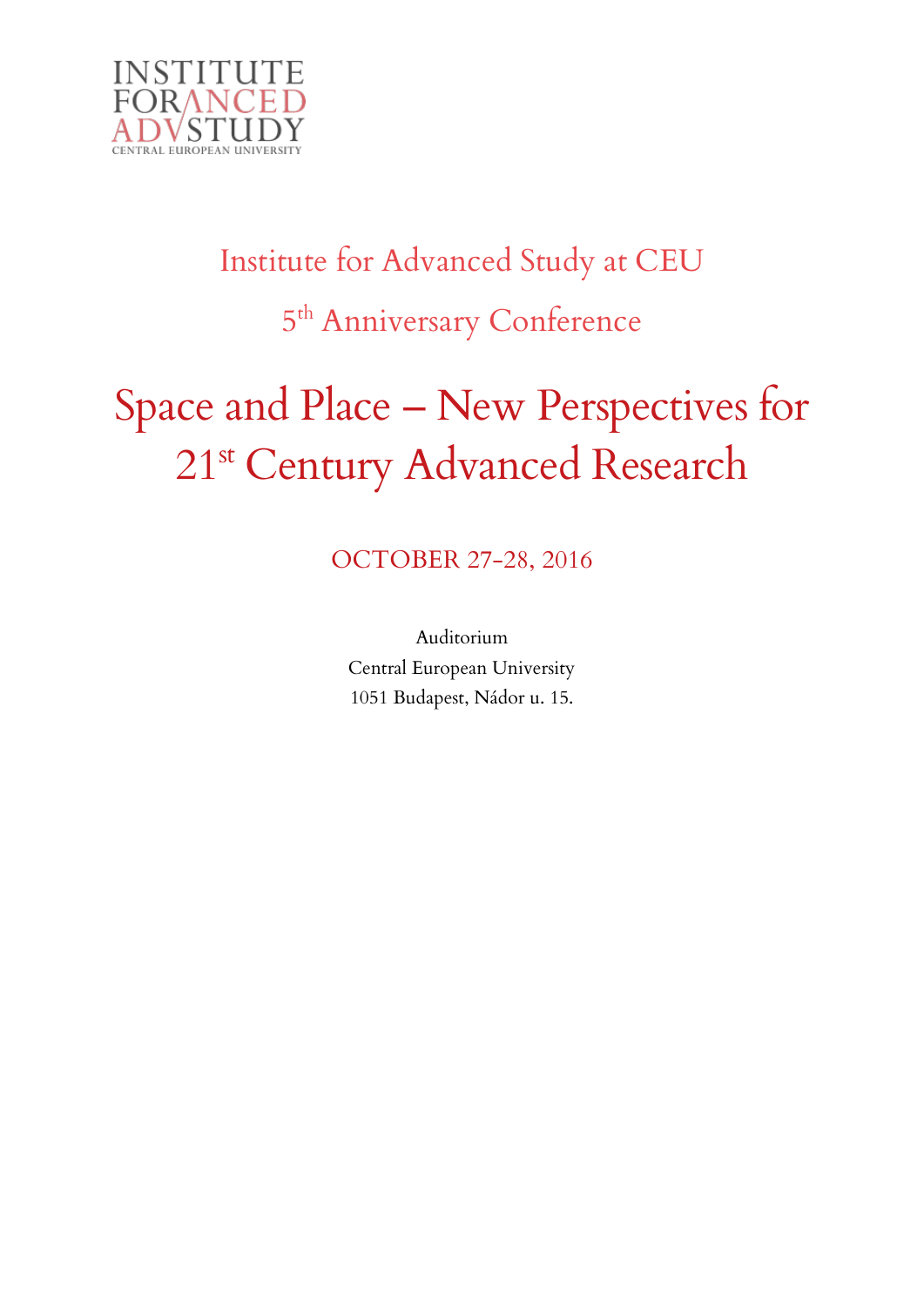INSTITUTE FOR ADVANCED STUDY
CENTRAL EUROPEAN UNIVERSITY

## Institute for Advanced Study at CEU

## 5th Anniversary Conference

# Space and Place – New Perspectives for 21st Century Advanced Research

OCTOBER 27-28, 2016

Auditorium
Central European University
1051 Budapest, Nádor u. 15.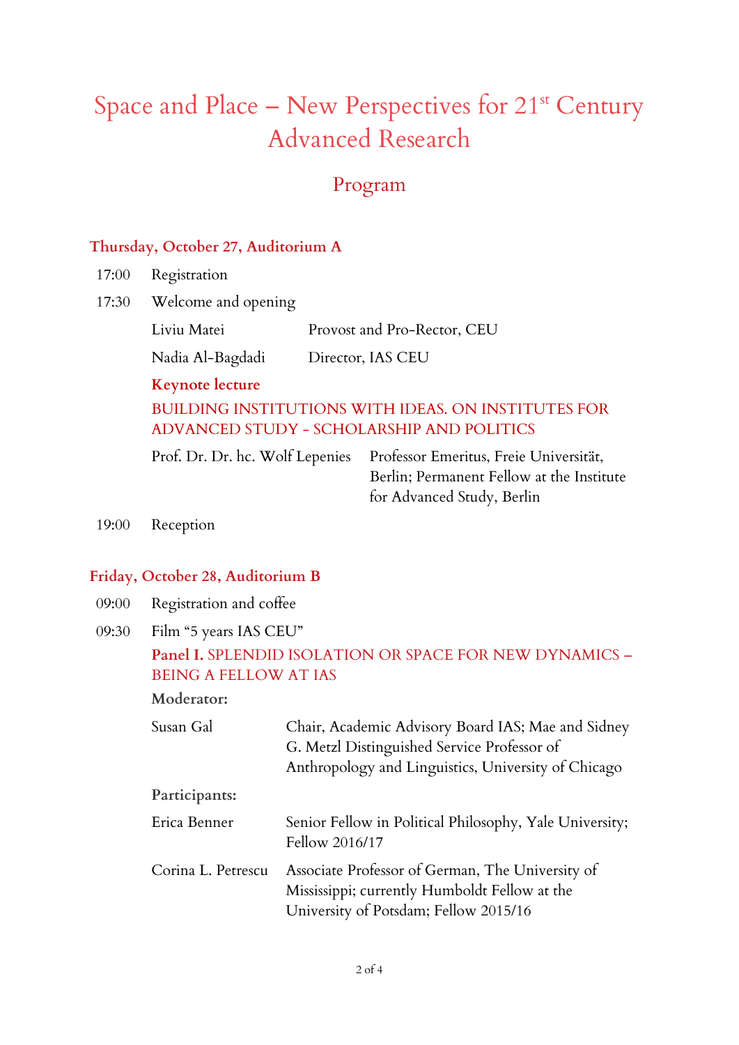# Space and Place – New Perspectives for 21st Century Advanced Research

## Program

### Thursday, October 27, Auditorium A

| | | |
|---|---|---|
| 17:00 | Registration | |
| 17:30 | Welcome and opening | |
| | Liviu Matei | Provost and Pro-Rector, CEU |
| | Nadia Al-Bagdadi | Director, IAS CEU |

**Keynote lecture**

BUILDING INSTITUTIONS WITH IDEAS. ON INSTITUTES FOR ADVANCED STUDY - SCHOLARSHIP AND POLITICS

| | |
|---|---|
| Prof. Dr. Dr. hc. Wolf Lepenies | Professor Emeritus, Freie Universität, Berlin; Permanent Fellow at the Institute for Advanced Study, Berlin |

19:00 Reception

### Friday, October 28, Auditorium B

09:00 Registration and coffee

09:30 Film "5 years IAS CEU"

**Panel I.** SPLENDID ISOLATION OR SPACE FOR NEW DYNAMICS – BEING A FELLOW AT IAS

**Moderator:**

| | |
|---|---|
| Susan Gal | Chair, Academic Advisory Board IAS; Mae and Sidney G. Metzl Distinguished Service Professor of Anthropology and Linguistics, University of Chicago |

**Participants:**

| | |
|---|---|
| Erica Benner | Senior Fellow in Political Philosophy, Yale University; Fellow 2016/17 |
| Corina L. Petrescu | Associate Professor of German, The University of Mississippi; currently Humboldt Fellow at the University of Potsdam; Fellow 2015/16 |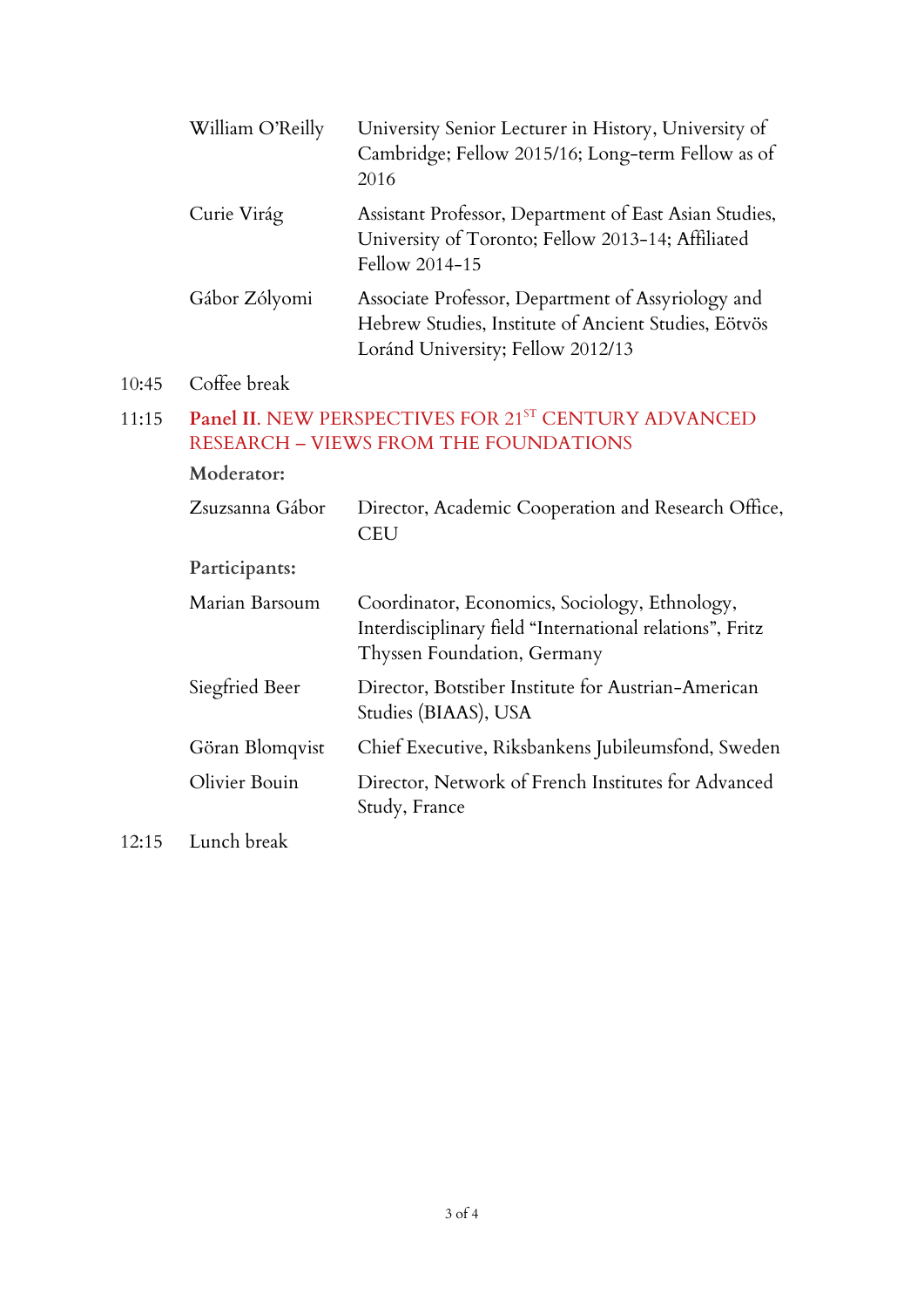| | | |
|---|---|---|
| | William O'Reilly | University Senior Lecturer in History, University of Cambridge; Fellow 2015/16; Long-term Fellow as of 2016 |
| | Curie Virág | Assistant Professor, Department of East Asian Studies, University of Toronto; Fellow 2013-14; Affiliated Fellow 2014-15 |
| | Gábor Zólyomi | Associate Professor, Department of Assyriology and Hebrew Studies, Institute of Ancient Studies, Eötvös Loránd University; Fellow 2012/13 |
| 10:45 | Coffee break | |
| 11:15 | **Panel II**. NEW PERSPECTIVES FOR 21ST CENTURY ADVANCED RESEARCH – VIEWS FROM THE FOUNDATIONS | |
| | **Moderator:** | |
| | Zsuzsanna Gábor | Director, Academic Cooperation and Research Office, CEU |
| | **Participants:** | |
| | Marian Barsoum | Coordinator, Economics, Sociology, Ethnology, Interdisciplinary field "International relations", Fritz Thyssen Foundation, Germany |
| | Siegfried Beer | Director, Botstiber Institute for Austrian-American Studies (BIAAS), USA |
| | Göran Blomqvist | Chief Executive, Riksbankens Jubileumsfond, Sweden |
| | Olivier Bouin | Director, Network of French Institutes for Advanced Study, France |
| 12:15 | Lunch break | |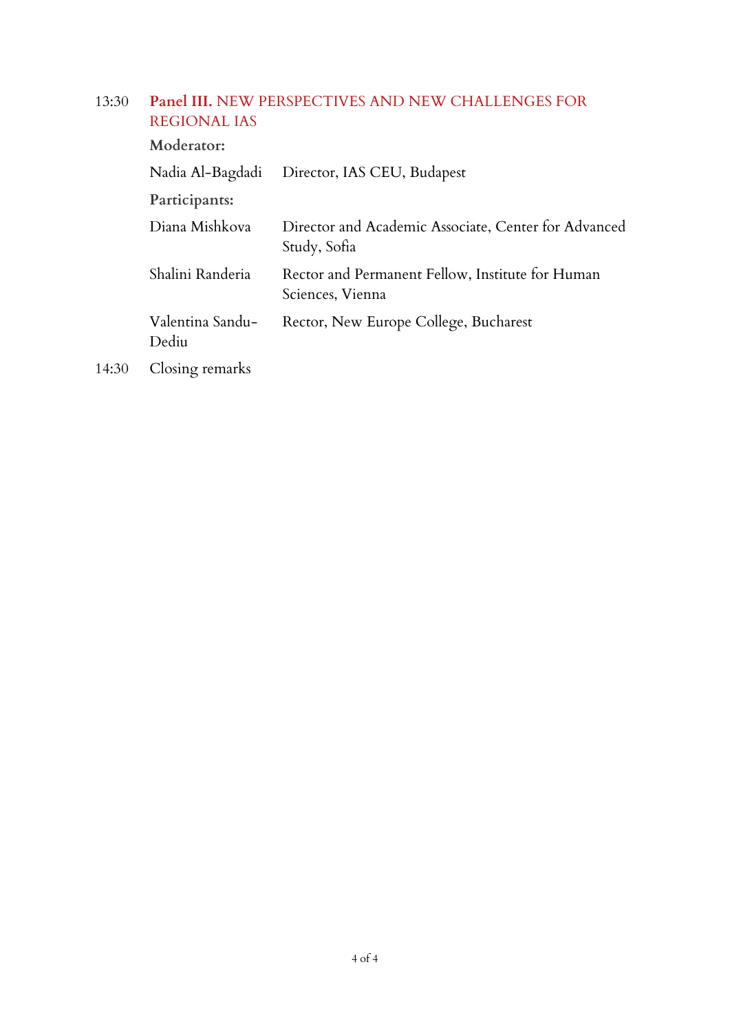13:30 **Panel III.** NEW PERSPECTIVES AND NEW CHALLENGES FOR REGIONAL IAS

**Moderator:**

| | |
|---|---|
| Nadia Al-Bagdadi | Director, IAS CEU, Budapest |

**Participants:**

| | |
|---|---|
| Diana Mishkova | Director and Academic Associate, Center for Advanced Study, Sofia |
| Shalini Randeria | Rector and Permanent Fellow, Institute for Human Sciences, Vienna |
| Valentina Sandu-Dediu | Rector, New Europe College, Bucharest |

14:30 Closing remarks